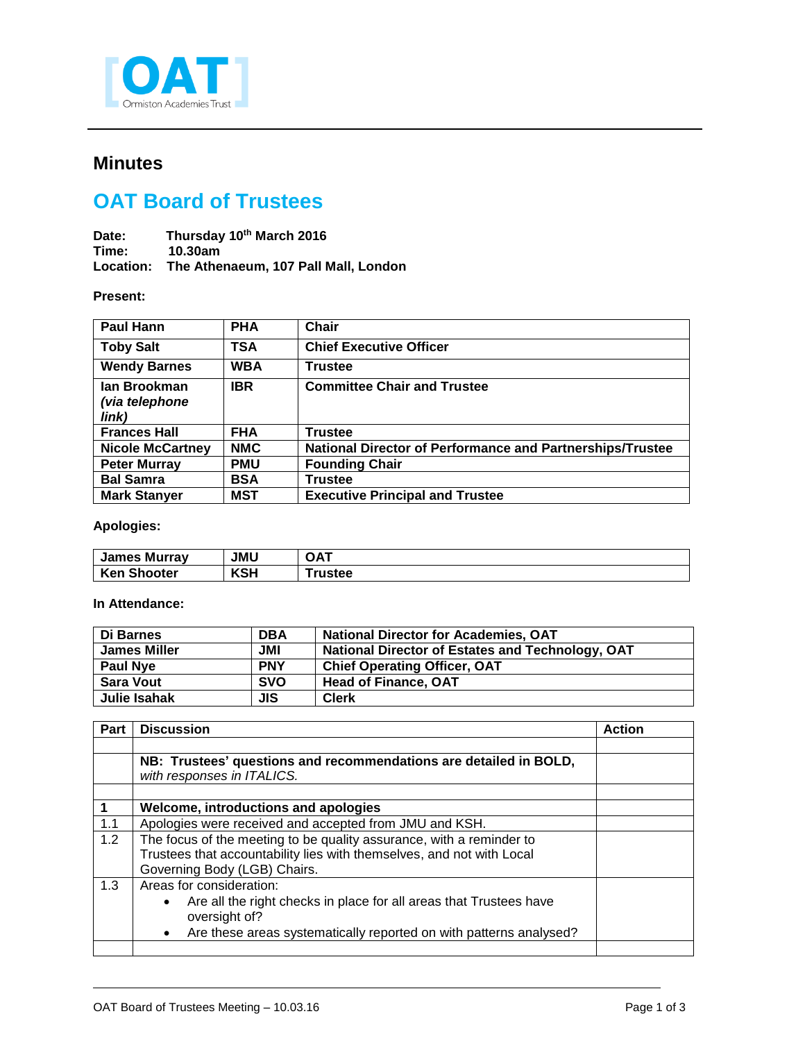## Minutes

# OAT Board of Trustees

**Date:** Thursday 10th March 2016
**Time:** 10.30am
**Location:** The Athenaeum, 107 Pall Mall, London

**Present:**

| | | |
|---|---|---|
| **Paul Hann** | **PHA** | **Chair** |
| **Toby Salt** | **TSA** | **Chief Executive Officer** |
| **Wendy Barnes** | **WBA** | **Trustee** |
| **Ian Brookman *(via telephone link)*** | **IBR** | **Committee Chair and Trustee** |
| **Frances Hall** | **FHA** | **Trustee** |
| **Nicole McCartney** | **NMC** | **National Director of Performance and Partnerships/Trustee** |
| **Peter Murray** | **PMU** | **Founding Chair** |
| **Bal Samra** | **BSA** | **Trustee** |
| **Mark Stanyer** | **MST** | **Executive Principal and Trustee** |

**Apologies:**

| | | |
|---|---|---|
| **James Murray** | **JMU** | **OAT** |
| **Ken Shooter** | **KSH** | **Trustee** |

**In Attendance:**

| | | |
|---|---|---|
| **Di Barnes** | **DBA** | **National Director for Academies, OAT** |
| **James Miller** | **JMI** | **National Director of Estates and Technology, OAT** |
| **Paul Nye** | **PNY** | **Chief Operating Officer, OAT** |
| **Sara Vout** | **SVO** | **Head of Finance, OAT** |
| **Julie Isahak** | **JIS** | **Clerk** |

| Part | Discussion | Action |
|---|---|---|
| | | |
| | **NB: Trustees' questions and recommendations are detailed in BOLD,** *with responses in ITALICS.* | |
| | | |
| **1** | **Welcome, introductions and apologies** | |
| 1.1 | Apologies were received and accepted from JMU and KSH. | |
| 1.2 | The focus of the meeting to be quality assurance, with a reminder to Trustees that accountability lies with themselves, and not with Local Governing Body (LGB) Chairs. | |
| 1.3 | Areas for consideration:<br>• Are all the right checks in place for all areas that Trustees have oversight of?<br>• Are these areas systematically reported on with patterns analysed? | |
| | | |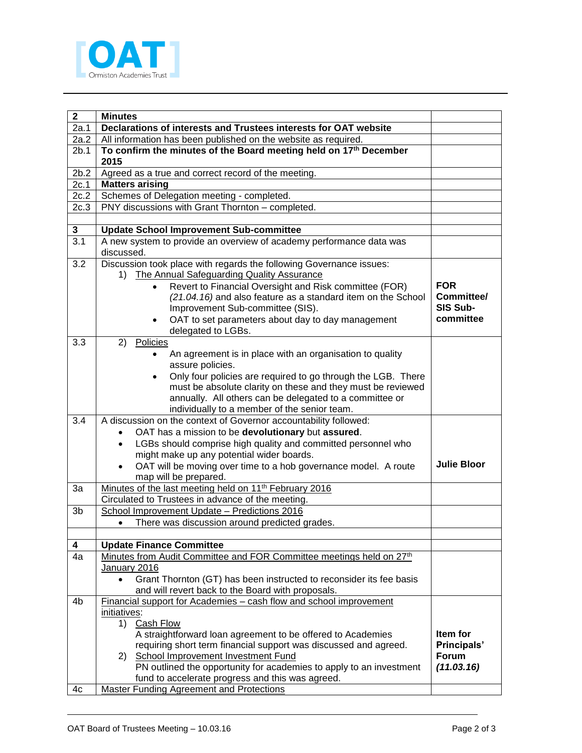| 2 | **Minutes** | |
|---|---|---|
| 2a.1 | **Declarations of interests and Trustees interests for OAT website** | |
| 2a.2 | All information has been published on the website as required. | |
| 2b.1 | **To confirm the minutes of the Board meeting held on 17th December 2015** | |
| 2b.2 | Agreed as a true and correct record of the meeting. | |
| 2c.1 | **Matters arising** | |
| 2c.2 | Schemes of Delegation meeting - completed. | |
| 2c.3 | PNY discussions with Grant Thornton – completed. | |
| | | |
| 3 | **Update School Improvement Sub-committee** | |
| 3.1 | A new system to provide an overview of academy performance data was discussed. | |
| 3.2 | Discussion took place with regards the following Governance issues:<br>1) The Annual Safeguarding Quality Assurance<br>• Revert to Financial Oversight and Risk committee (FOR) *(21.04.16)* and also feature as a standard item on the School Improvement Sub-committee (SIS).<br>• OAT to set parameters about day to day management delegated to LGBs. | **FOR Committee/ SIS Sub-committee** |
| 3.3 | 2) Policies<br>• An agreement is in place with an organisation to quality assure policies.<br>• Only four policies are required to go through the LGB. There must be absolute clarity on these and they must be reviewed annually. All others can be delegated to a committee or individually to a member of the senior team. | |
| 3.4 | A discussion on the context of Governor accountability followed:<br>• OAT has a mission to be **devolutionary** but **assured**.<br>• LGBs should comprise high quality and committed personnel who might make up any potential wider boards.<br>• OAT will be moving over time to a hob governance model. A route map will be prepared. | **Julie Bloor** |
| 3a | Minutes of the last meeting held on 11th February 2016<br>Circulated to Trustees in advance of the meeting. | |
| 3b | School Improvement Update – Predictions 2016<br>• There was discussion around predicted grades. | |
| | | |
| 4 | **Update Finance Committee** | |
| 4a | Minutes from Audit Committee and FOR Committee meetings held on 27th January 2016<br>• Grant Thornton (GT) has been instructed to reconsider its fee basis and will revert back to the Board with proposals. | |
| 4b | Financial support for Academies – cash flow and school improvement initiatives:<br>1) Cash Flow<br>A straightforward loan agreement to be offered to Academies requiring short term financial support was discussed and agreed.<br>2) School Improvement Investment Fund<br>PN outlined the opportunity for academies to apply to an investment fund to accelerate progress and this was agreed. | **Item for Principals' Forum *(11.03.16)*** |
| 4c | Master Funding Agreement and Protections | |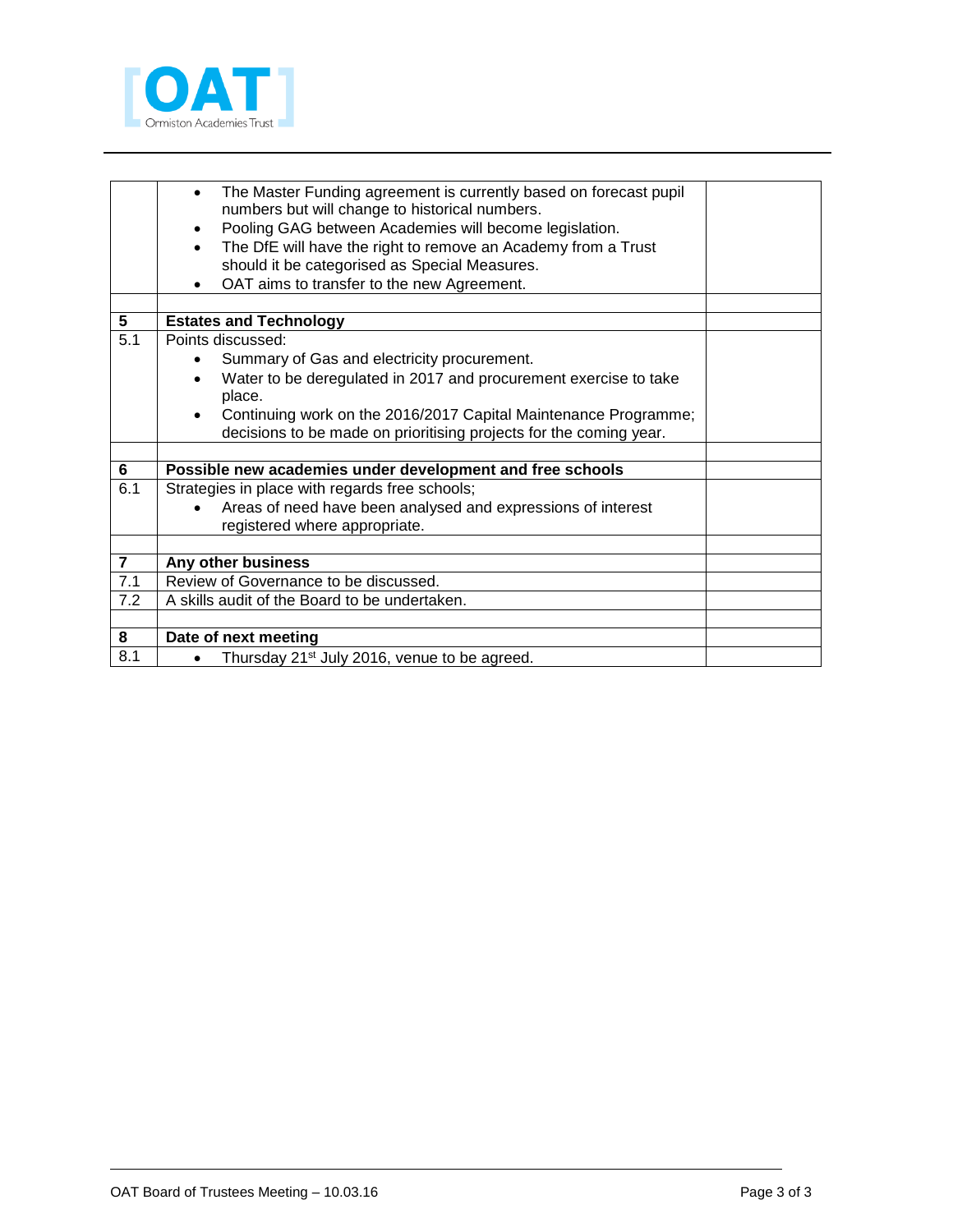| | | |
|---|---|---|
| | • The Master Funding agreement is currently based on forecast pupil numbers but will change to historical numbers.<br>• Pooling GAG between Academies will become legislation.<br>• The DfE will have the right to remove an Academy from a Trust should it be categorised as Special Measures.<br>• OAT aims to transfer to the new Agreement. | |
| | | |
| **5** | **Estates and Technology** | |
| 5.1 | Points discussed:<br>• Summary of Gas and electricity procurement.<br>• Water to be deregulated in 2017 and procurement exercise to take place.<br>• Continuing work on the 2016/2017 Capital Maintenance Programme; decisions to be made on prioritising projects for the coming year. | |
| | | |
| **6** | **Possible new academies under development and free schools** | |
| 6.1 | Strategies in place with regards free schools;<br>• Areas of need have been analysed and expressions of interest registered where appropriate. | |
| | | |
| **7** | **Any other business** | |
| 7.1 | Review of Governance to be discussed. | |
| 7.2 | A skills audit of the Board to be undertaken. | |
| | | |
| **8** | **Date of next meeting** | |
| 8.1 | • Thursday 21st July 2016, venue to be agreed. | |